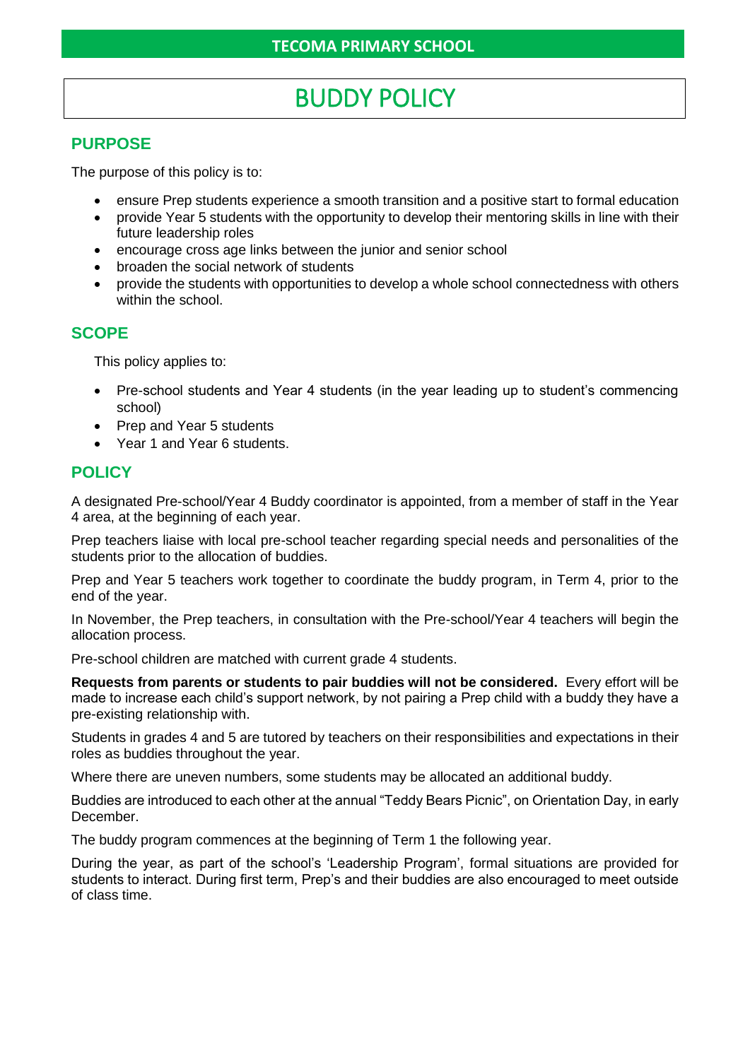**TECOMA PRIMARY SCHOOL**

# BUDDY POLICY

## PURPOSE

The purpose of this policy is to:

- ensure Prep students experience a smooth transition and a positive start to formal education
- provide Year 5 students with the opportunity to develop their mentoring skills in line with their future leadership roles
- encourage cross age links between the junior and senior school
- broaden the social network of students
- provide the students with opportunities to develop a whole school connectedness with others within the school.

## SCOPE

This policy applies to:

- Pre-school students and Year 4 students (in the year leading up to student's commencing school)
- Prep and Year 5 students
- Year 1 and Year 6 students.

## POLICY

A designated Pre-school/Year 4 Buddy coordinator is appointed, from a member of staff in the Year 4 area, at the beginning of each year.

Prep teachers liaise with local pre-school teacher regarding special needs and personalities of the students prior to the allocation of buddies.

Prep and Year 5 teachers work together to coordinate the buddy program, in Term 4, prior to the end of the year.

In November, the Prep teachers, in consultation with the Pre-school/Year 4 teachers will begin the allocation process.

Pre-school children are matched with current grade 4 students.

**Requests from parents or students to pair buddies will not be considered.** Every effort will be made to increase each child's support network, by not pairing a Prep child with a buddy they have a pre-existing relationship with.

Students in grades 4 and 5 are tutored by teachers on their responsibilities and expectations in their roles as buddies throughout the year.

Where there are uneven numbers, some students may be allocated an additional buddy.

Buddies are introduced to each other at the annual "Teddy Bears Picnic", on Orientation Day, in early December.

The buddy program commences at the beginning of Term 1 the following year.

During the year, as part of the school's 'Leadership Program', formal situations are provided for students to interact. During first term, Prep's and their buddies are also encouraged to meet outside of class time.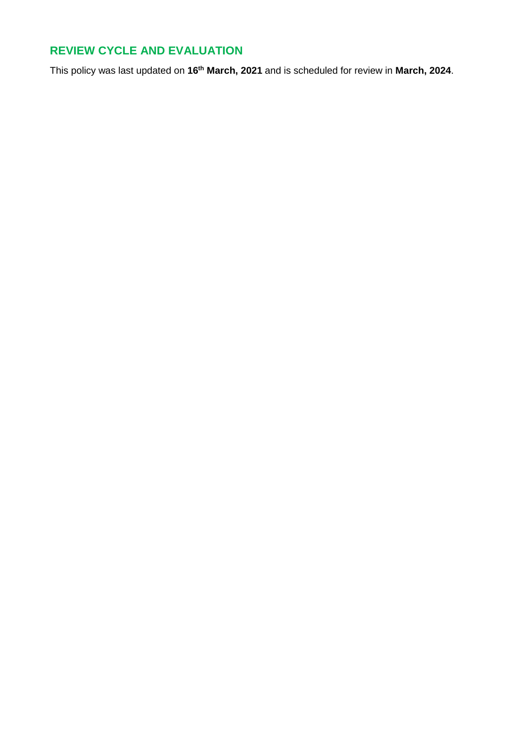## REVIEW CYCLE AND EVALUATION

This policy was last updated on **16th March, 2021** and is scheduled for review in **March, 2024**.